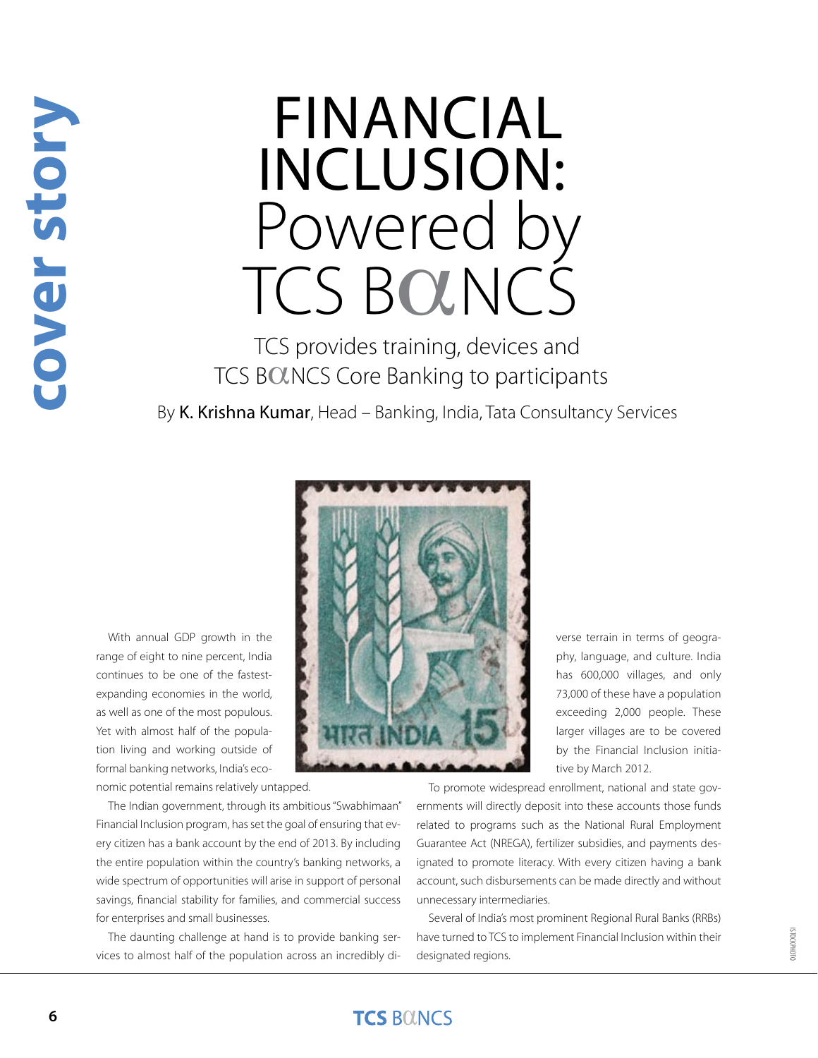cover story

# FINANCIAL INCLUSION: Powered by TCS BαNCS

## TCS provides training, devices and TCS BαNCS Core Banking to participants

By **K. Krishna Kumar**, Head – Banking, India, Tata Consultancy Services

With annual GDP growth in the range of eight to nine percent, India continues to be one of the fastest-expanding economies in the world, as well as one of the most populous. Yet with almost half of the population living and working outside of formal banking networks, India's economic potential remains relatively untapped.

The Indian government, through its ambitious "Swabhimaan" Financial Inclusion program, has set the goal of ensuring that every citizen has a bank account by the end of 2013. By including the entire population within the country's banking networks, a wide spectrum of opportunities will arise in support of personal savings, financial stability for families, and commercial success for enterprises and small businesses.

The daunting challenge at hand is to provide banking services to almost half of the population across an incredibly diverse terrain in terms of geography, language, and culture. India has 600,000 villages, and only 73,000 of these have a population exceeding 2,000 people. These larger villages are to be covered by the Financial Inclusion initiative by March 2012.

To promote widespread enrollment, national and state governments will directly deposit into these accounts those funds related to programs such as the National Rural Employment Guarantee Act (NREGA), fertilizer subsidies, and payments designated to promote literacy. With every citizen having a bank account, such disbursements can be made directly and without unnecessary intermediaries.

Several of India's most prominent Regional Rural Banks (RRBs) have turned to TCS to implement Financial Inclusion within their designated regions.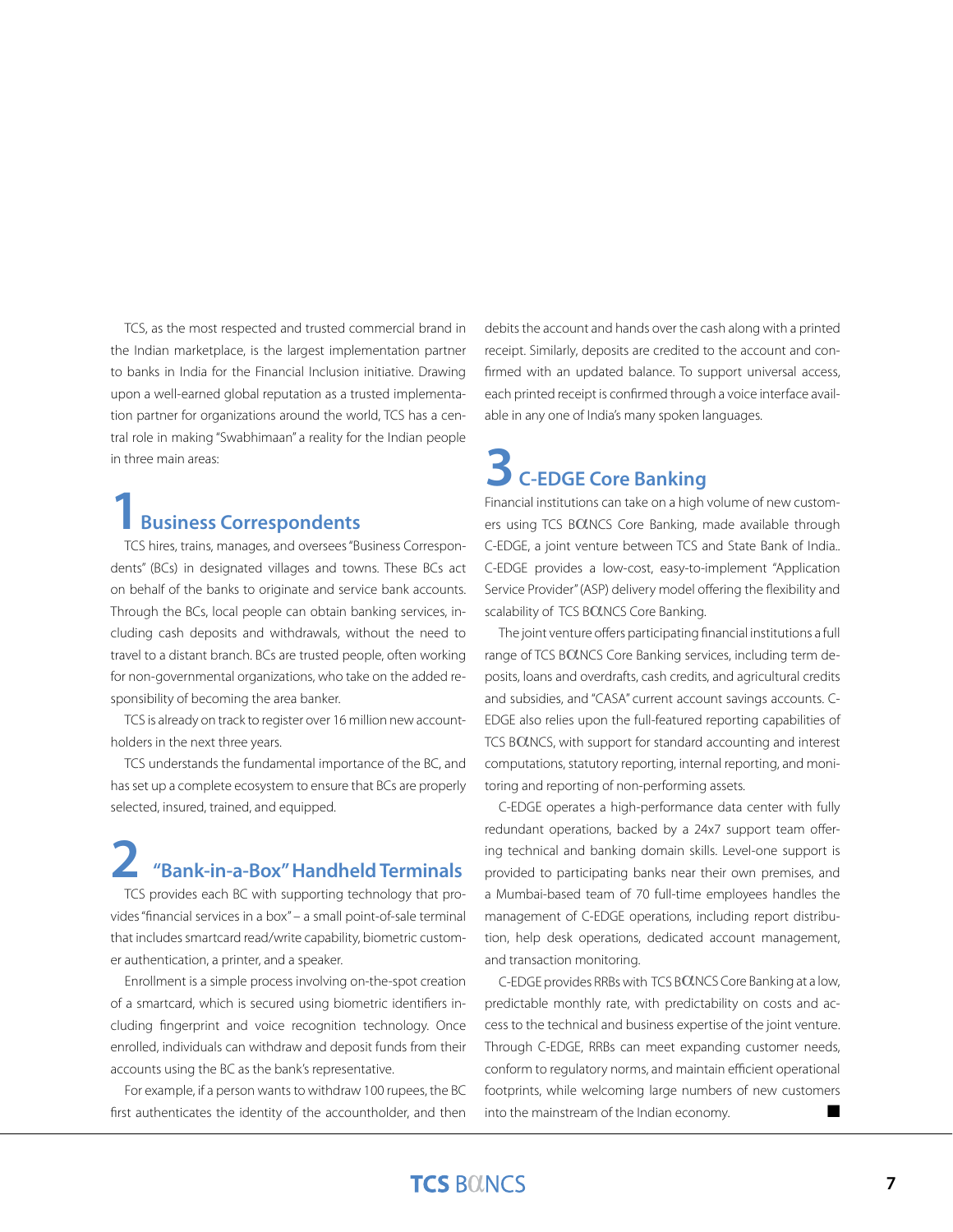TCS, as the most respected and trusted commercial brand in the Indian marketplace, is the largest implementation partner to banks in India for the Financial Inclusion initiative. Drawing upon a well-earned global reputation as a trusted implementation partner for organizations around the world, TCS has a central role in making "Swabhimaan" a reality for the Indian people in three main areas:

## 1 Business Correspondents

TCS hires, trains, manages, and oversees "Business Correspondents" (BCs) in designated villages and towns. These BCs act on behalf of the banks to originate and service bank accounts. Through the BCs, local people can obtain banking services, including cash deposits and withdrawals, without the need to travel to a distant branch. BCs are trusted people, often working for non-governmental organizations, who take on the added responsibility of becoming the area banker.

TCS is already on track to register over 16 million new accountholders in the next three years.

TCS understands the fundamental importance of the BC, and has set up a complete ecosystem to ensure that BCs are properly selected, insured, trained, and equipped.

## 2 "Bank-in-a-Box" Handheld Terminals

TCS provides each BC with supporting technology that provides "financial services in a box" – a small point-of-sale terminal that includes smartcard read/write capability, biometric customer authentication, a printer, and a speaker.

Enrollment is a simple process involving on-the-spot creation of a smartcard, which is secured using biometric identifiers including fingerprint and voice recognition technology. Once enrolled, individuals can withdraw and deposit funds from their accounts using the BC as the bank's representative.

For example, if a person wants to withdraw 100 rupees, the BC first authenticates the identity of the accountholder, and then debits the account and hands over the cash along with a printed receipt. Similarly, deposits are credited to the account and confirmed with an updated balance. To support universal access, each printed receipt is confirmed through a voice interface available in any one of India's many spoken languages.

## 3 C-EDGE Core Banking

Financial institutions can take on a high volume of new customers using TCS BαNCS Core Banking, made available through C-EDGE, a joint venture between TCS and State Bank of India.. C-EDGE provides a low-cost, easy-to-implement "Application Service Provider" (ASP) delivery model offering the flexibility and scalability of TCS BαNCS Core Banking.

The joint venture offers participating financial institutions a full range of TCS BαNCS Core Banking services, including term deposits, loans and overdrafts, cash credits, and agricultural credits and subsidies, and "CASA" current account savings accounts. C-EDGE also relies upon the full-featured reporting capabilities of TCS BαNCS, with support for standard accounting and interest computations, statutory reporting, internal reporting, and monitoring and reporting of non-performing assets.

C-EDGE operates a high-performance data center with fully redundant operations, backed by a 24x7 support team offering technical and banking domain skills. Level-one support is provided to participating banks near their own premises, and a Mumbai-based team of 70 full-time employees handles the management of C-EDGE operations, including report distribution, help desk operations, dedicated account management, and transaction monitoring.

C-EDGE provides RRBs with TCS BαNCS Core Banking at a low, predictable monthly rate, with predictability on costs and access to the technical and business expertise of the joint venture. Through C-EDGE, RRBs can meet expanding customer needs, conform to regulatory norms, and maintain efficient operational footprints, while welcoming large numbers of new customers into the mainstream of the Indian economy. ■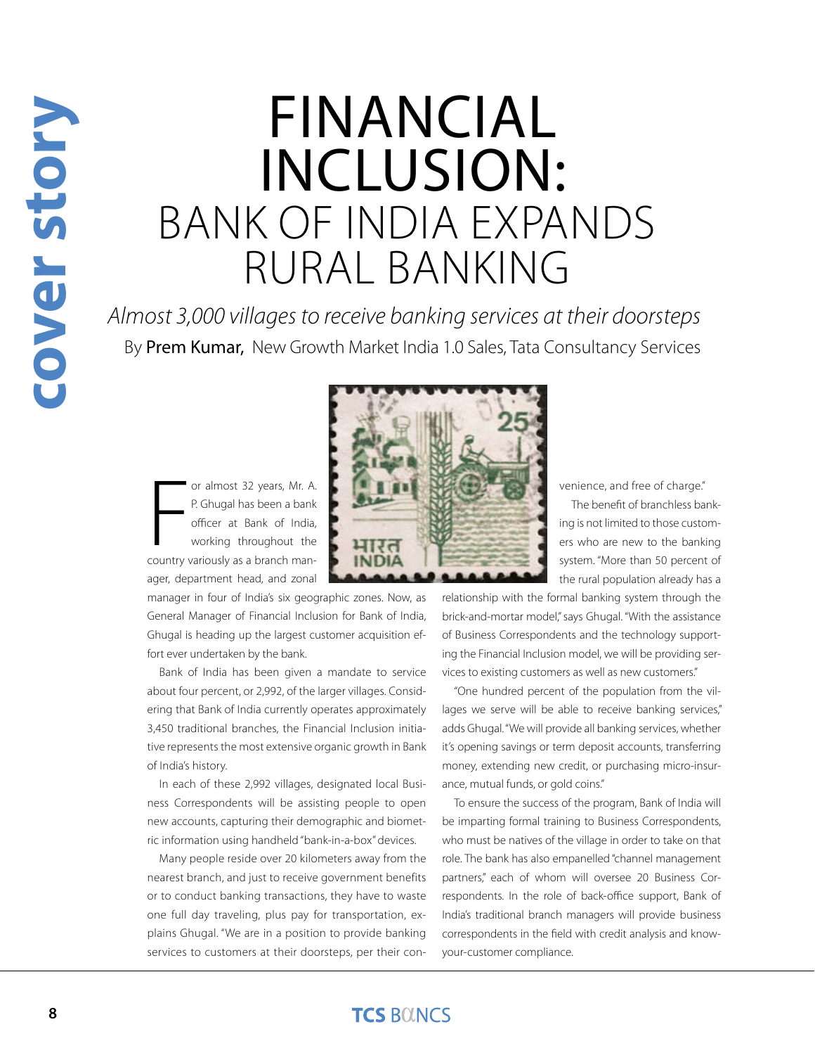# FINANCIAL INCLUSION:

## BANK OF INDIA EXPANDS RURAL BANKING

*Almost 3,000 villages to receive banking services at their doorsteps*

By **Prem Kumar,** New Growth Market India 1.0 Sales, Tata Consultancy Services

For almost 32 years, Mr. A. P. Ghugal has been a bank officer at Bank of India, working throughout the country variously as a branch manager, department head, and zonal manager in four of India's six geographic zones. Now, as General Manager of Financial Inclusion for Bank of India, Ghugal is heading up the largest customer acquisition effort ever undertaken by the bank.

Bank of India has been given a mandate to service about four percent, or 2,992, of the larger villages. Considering that Bank of India currently operates approximately 3,450 traditional branches, the Financial Inclusion initiative represents the most extensive organic growth in Bank of India's history.

In each of these 2,992 villages, designated local Business Correspondents will be assisting people to open new accounts, capturing their demographic and biometric information using handheld "bank-in-a-box" devices.

Many people reside over 20 kilometers away from the nearest branch, and just to receive government benefits or to conduct banking transactions, they have to waste one full day traveling, plus pay for transportation, explains Ghugal. "We are in a position to provide banking services to customers at their doorsteps, per their convenience, and free of charge."

The benefit of branchless banking is not limited to those customers who are new to the banking system. "More than 50 percent of the rural population already has a relationship with the formal banking system through the brick-and-mortar model," says Ghugal. "With the assistance of Business Correspondents and the technology supporting the Financial Inclusion model, we will be providing services to existing customers as well as new customers."

"One hundred percent of the population from the villages we serve will be able to receive banking services," adds Ghugal. "We will provide all banking services, whether it's opening savings or term deposit accounts, transferring money, extending new credit, or purchasing micro-insurance, mutual funds, or gold coins."

To ensure the success of the program, Bank of India will be imparting formal training to Business Correspondents, who must be natives of the village in order to take on that role. The bank has also empanelled "channel management partners," each of whom will oversee 20 Business Correspondents. In the role of back-office support, Bank of India's traditional branch managers will provide business correspondents in the field with credit analysis and know-your-customer compliance.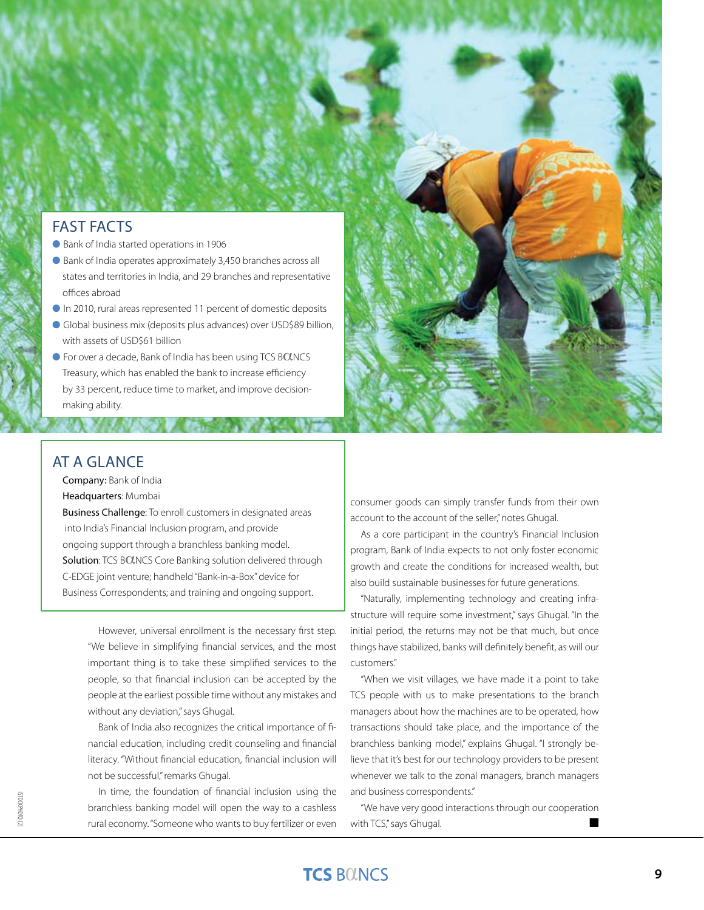## FAST FACTS

- Bank of India started operations in 1906
- Bank of India operates approximately 3,450 branches across all states and territories in India, and 29 branches and representative offices abroad
- In 2010, rural areas represented 11 percent of domestic deposits
- Global business mix (deposits plus advances) over USD$89 billion, with assets of USD$61 billion
- For over a decade, Bank of India has been using TCS BαNCS Treasury, which has enabled the bank to increase efficiency by 33 percent, reduce time to market, and improve decision-making ability.

## AT A GLANCE

**Company:** Bank of India

**Headquarters**: Mumbai

**Business Challenge**: To enroll customers in designated areas into India's Financial Inclusion program, and provide ongoing support through a branchless banking model.

**Solution**: TCS BαNCS Core Banking solution delivered through C-EDGE joint venture; handheld "Bank-in-a-Box" device for Business Correspondents; and training and ongoing support.

However, universal enrollment is the necessary first step. "We believe in simplifying financial services, and the most important thing is to take these simplified services to the people, so that financial inclusion can be accepted by the people at the earliest possible time without any mistakes and without any deviation," says Ghugal.

Bank of India also recognizes the critical importance of financial education, including credit counseling and financial literacy. "Without financial education, financial inclusion will not be successful," remarks Ghugal.

In time, the foundation of financial inclusion using the branchless banking model will open the way to a cashless rural economy. "Someone who wants to buy fertilizer or even consumer goods can simply transfer funds from their own account to the account of the seller," notes Ghugal.

As a core participant in the country's Financial Inclusion program, Bank of India expects to not only foster economic growth and create the conditions for increased wealth, but also build sustainable businesses for future generations.

"Naturally, implementing technology and creating infrastructure will require some investment," says Ghugal. "In the initial period, the returns may not be that much, but once things have stabilized, banks will definitely benefit, as will our customers."

"When we visit villages, we have made it a point to take TCS people with us to make presentations to the branch managers about how the machines are to be operated, how transactions should take place, and the importance of the branchless banking model," explains Ghugal. "I strongly believe that it's best for our technology providers to be present whenever we talk to the zonal managers, branch managers and business correspondents."

"We have very good interactions through our cooperation with TCS," says Ghugal.

ISTOCKPHOTO (2)